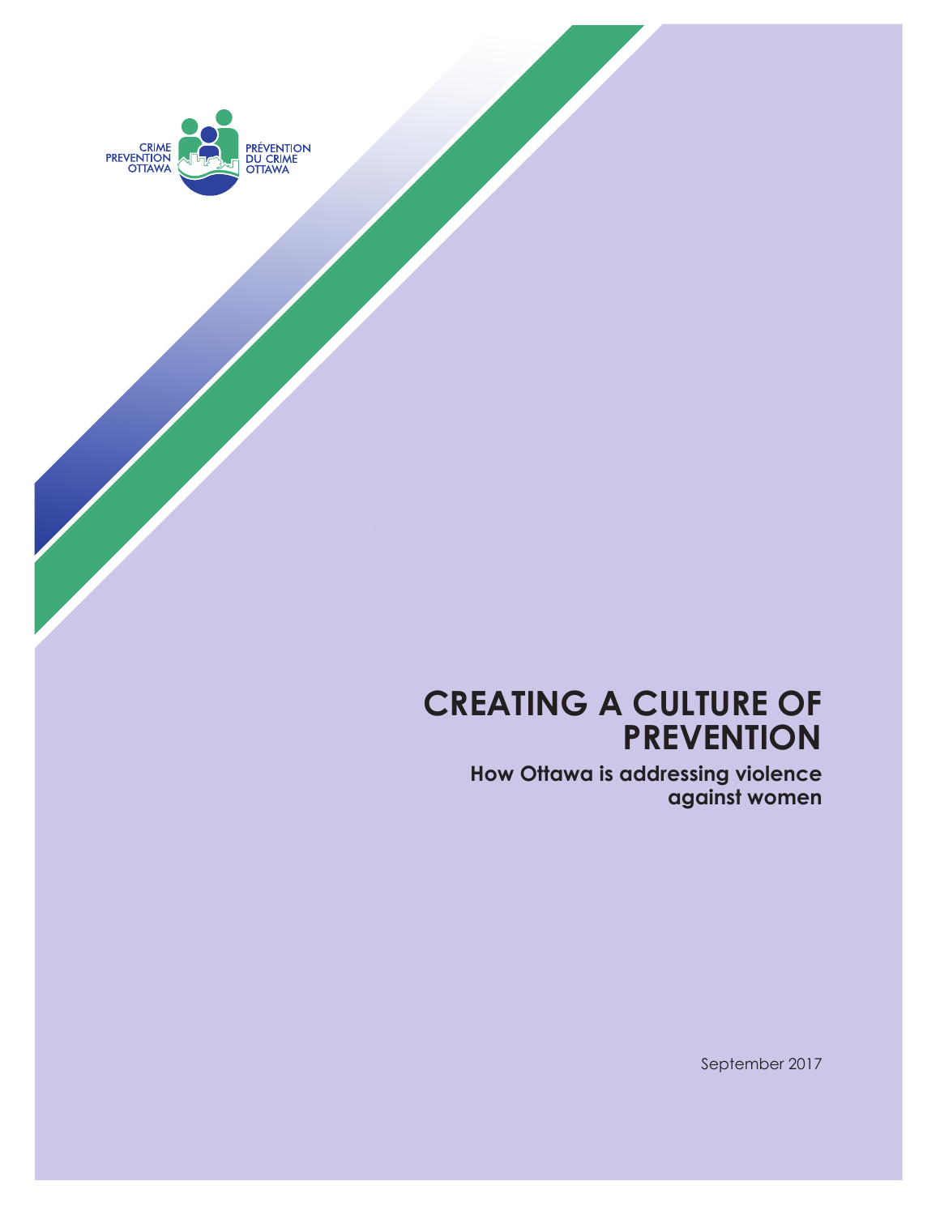CRIME PREVENTION OTTAWA

PRÉVENTION DU CRIME OTTAWA

# CREATING A CULTURE OF PREVENTION

## How Ottawa is addressing violence against women

September 2017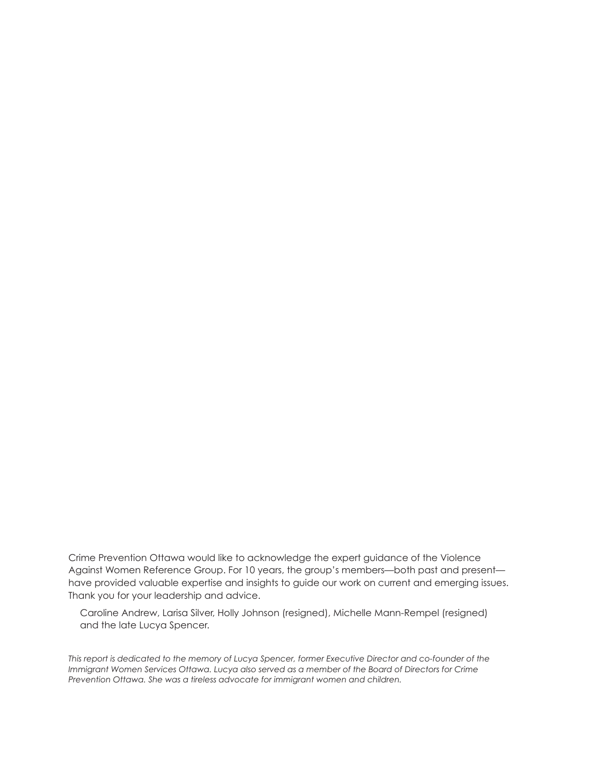Crime Prevention Ottawa would like to acknowledge the expert guidance of the Violence Against Women Reference Group. For 10 years, the group's members—both past and present—have provided valuable expertise and insights to guide our work on current and emerging issues. Thank you for your leadership and advice.

Caroline Andrew, Larisa Silver, Holly Johnson (resigned), Michelle Mann-Rempel (resigned) and the late Lucya Spencer.

*This report is dedicated to the memory of Lucya Spencer, former Executive Director and co-founder of the Immigrant Women Services Ottawa. Lucya also served as a member of the Board of Directors for Crime Prevention Ottawa. She was a tireless advocate for immigrant women and children.*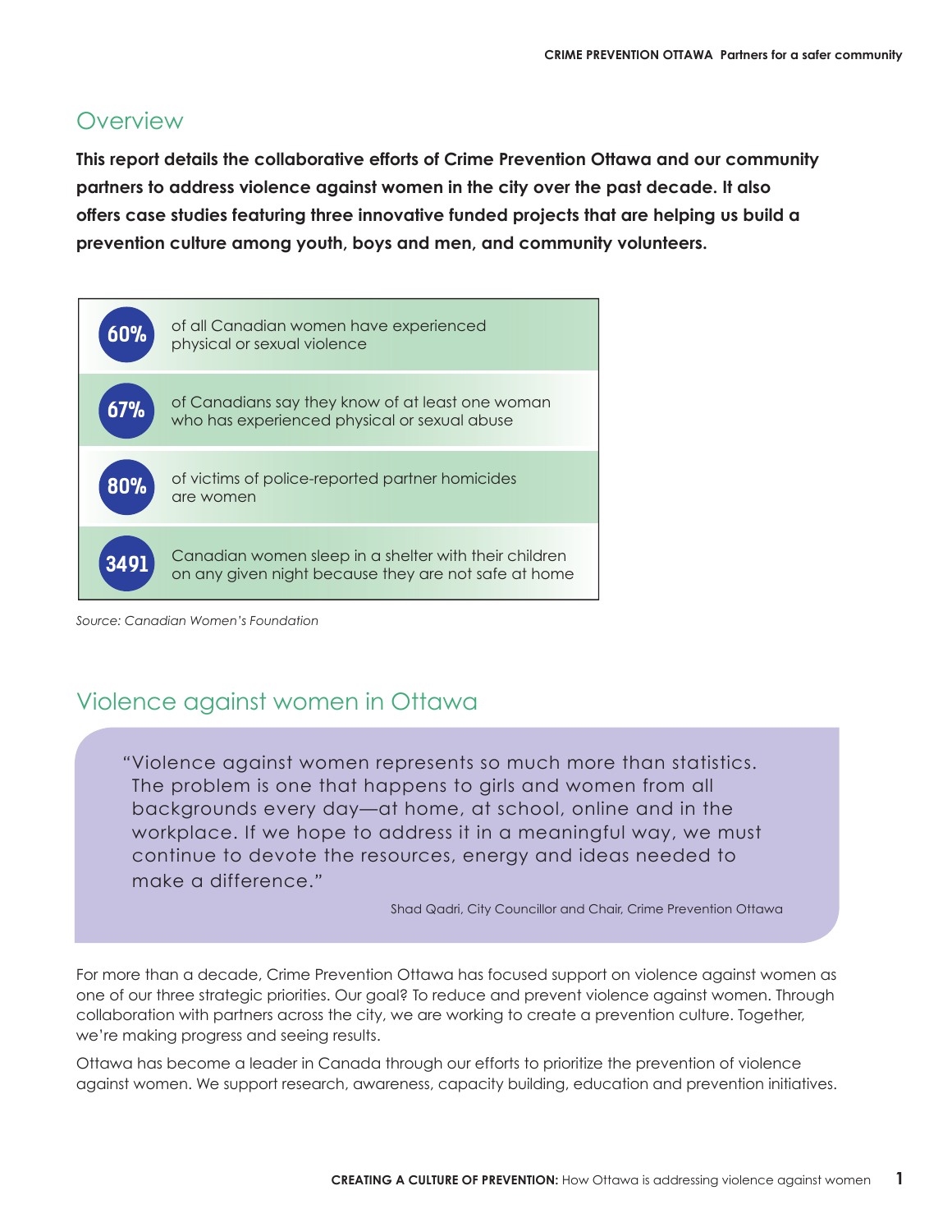## Overview

**This report details the collaborative efforts of Crime Prevention Ottawa and our community partners to address violence against women in the city over the past decade. It also offers case studies featuring three innovative funded projects that are helping us build a prevention culture among youth, boys and men, and community volunteers.**

| | |
|---|---|
| **60%** | of all Canadian women have experienced physical or sexual violence |
| **67%** | of Canadians say they know of at least one woman who has experienced physical or sexual abuse |
| **80%** | of victims of police-reported partner homicides are women |
| **3491** | Canadian women sleep in a shelter with their children on any given night because they are not safe at home |

*Source: Canadian Women's Foundation*

## Violence against women in Ottawa

> "Violence against women represents so much more than statistics. The problem is one that happens to girls and women from all backgrounds every day—at home, at school, online and in the workplace. If we hope to address it in a meaningful way, we must continue to devote the resources, energy and ideas needed to make a difference."
>
> Shad Qadri, City Councillor and Chair, Crime Prevention Ottawa

For more than a decade, Crime Prevention Ottawa has focused support on violence against women as one of our three strategic priorities. Our goal? To reduce and prevent violence against women. Through collaboration with partners across the city, we are working to create a prevention culture. Together, we're making progress and seeing results.

Ottawa has become a leader in Canada through our efforts to prioritize the prevention of violence against women. We support research, awareness, capacity building, education and prevention initiatives.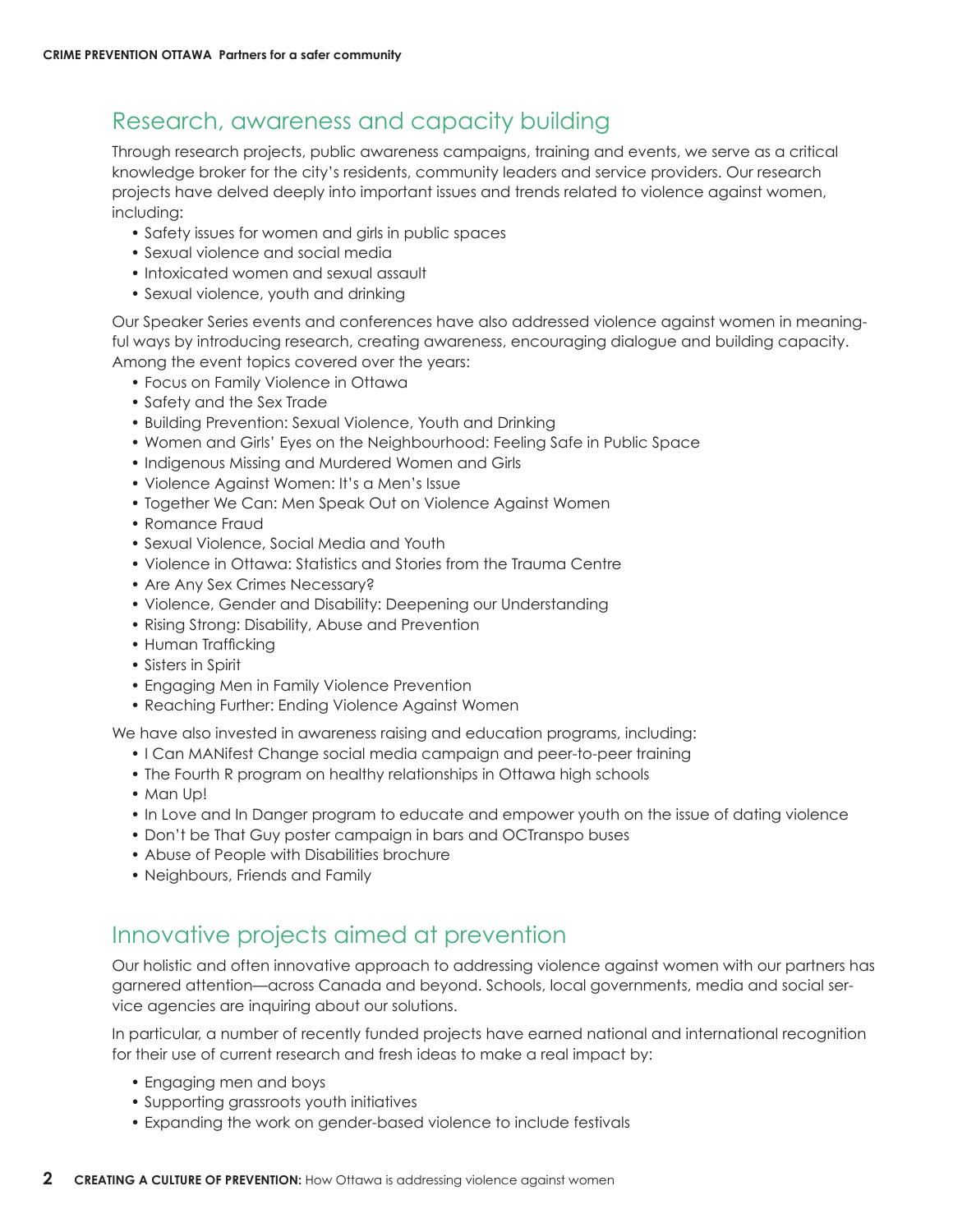## Research, awareness and capacity building

Through research projects, public awareness campaigns, training and events, we serve as a critical knowledge broker for the city's residents, community leaders and service providers. Our research projects have delved deeply into important issues and trends related to violence against women, including:

- Safety issues for women and girls in public spaces
- Sexual violence and social media
- Intoxicated women and sexual assault
- Sexual violence, youth and drinking

Our Speaker Series events and conferences have also addressed violence against women in meaningful ways by introducing research, creating awareness, encouraging dialogue and building capacity. Among the event topics covered over the years:

- Focus on Family Violence in Ottawa
- Safety and the Sex Trade
- Building Prevention: Sexual Violence, Youth and Drinking
- Women and Girls' Eyes on the Neighbourhood: Feeling Safe in Public Space
- Indigenous Missing and Murdered Women and Girls
- Violence Against Women: It's a Men's Issue
- Together We Can: Men Speak Out on Violence Against Women
- Romance Fraud
- Sexual Violence, Social Media and Youth
- Violence in Ottawa: Statistics and Stories from the Trauma Centre
- Are Any Sex Crimes Necessary?
- Violence, Gender and Disability: Deepening our Understanding
- Rising Strong: Disability, Abuse and Prevention
- Human Trafficking
- Sisters in Spirit
- Engaging Men in Family Violence Prevention
- Reaching Further: Ending Violence Against Women

We have also invested in awareness raising and education programs, including:

- I Can MANifest Change social media campaign and peer-to-peer training
- The Fourth R program on healthy relationships in Ottawa high schools
- Man Up!
- In Love and In Danger program to educate and empower youth on the issue of dating violence
- Don't be That Guy poster campaign in bars and OCTranspo buses
- Abuse of People with Disabilities brochure
- Neighbours, Friends and Family

## Innovative projects aimed at prevention

Our holistic and often innovative approach to addressing violence against women with our partners has garnered attention—across Canada and beyond. Schools, local governments, media and social service agencies are inquiring about our solutions.

In particular, a number of recently funded projects have earned national and international recognition for their use of current research and fresh ideas to make a real impact by:

- Engaging men and boys
- Supporting grassroots youth initiatives
- Expanding the work on gender-based violence to include festivals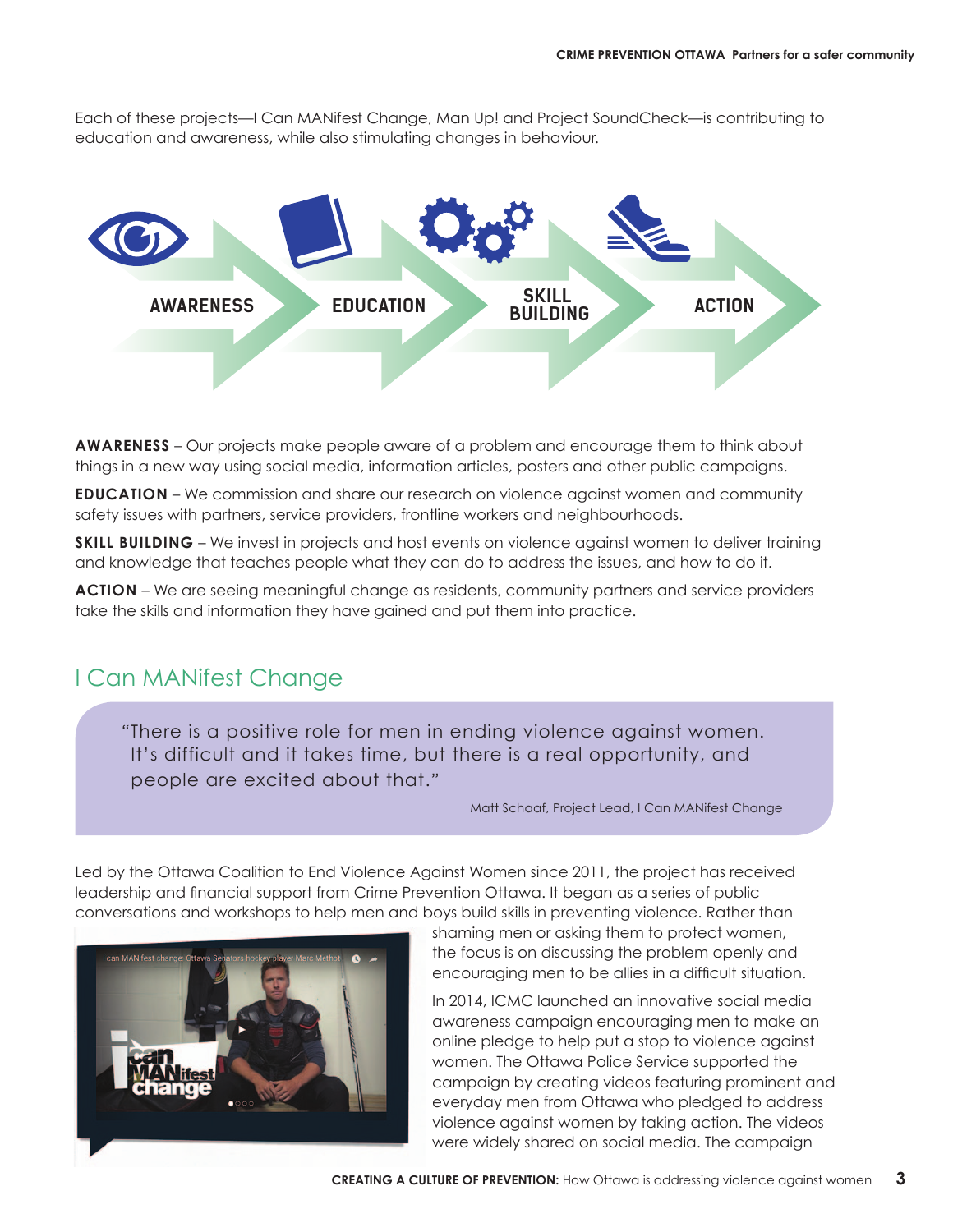Each of these projects—I Can MANifest Change, Man Up! and Project SoundCheck—is contributing to education and awareness, while also stimulating changes in behaviour.

AWARENESS → EDUCATION → SKILL BUILDING → ACTION

**AWARENESS** – Our projects make people aware of a problem and encourage them to think about things in a new way using social media, information articles, posters and other public campaigns.

**EDUCATION** – We commission and share our research on violence against women and community safety issues with partners, service providers, frontline workers and neighbourhoods.

**SKILL BUILDING** – We invest in projects and host events on violence against women to deliver training and knowledge that teaches people what they can do to address the issues, and how to do it.

**ACTION** – We are seeing meaningful change as residents, community partners and service providers take the skills and information they have gained and put them into practice.

## I Can MANifest Change

> "There is a positive role for men in ending violence against women. It's difficult and it takes time, but there is a real opportunity, and people are excited about that."
>
> Matt Schaaf, Project Lead, I Can MANifest Change

Led by the Ottawa Coalition to End Violence Against Women since 2011, the project has received leadership and financial support from Crime Prevention Ottawa. It began as a series of public conversations and workshops to help men and boys build skills in preventing violence. Rather than shaming men or asking them to protect women, the focus is on discussing the problem openly and encouraging men to be allies in a difficult situation.

In 2014, ICMC launched an innovative social media awareness campaign encouraging men to make an online pledge to help put a stop to violence against women. The Ottawa Police Service supported the campaign by creating videos featuring prominent and everyday men from Ottawa who pledged to address violence against women by taking action. The videos were widely shared on social media. The campaign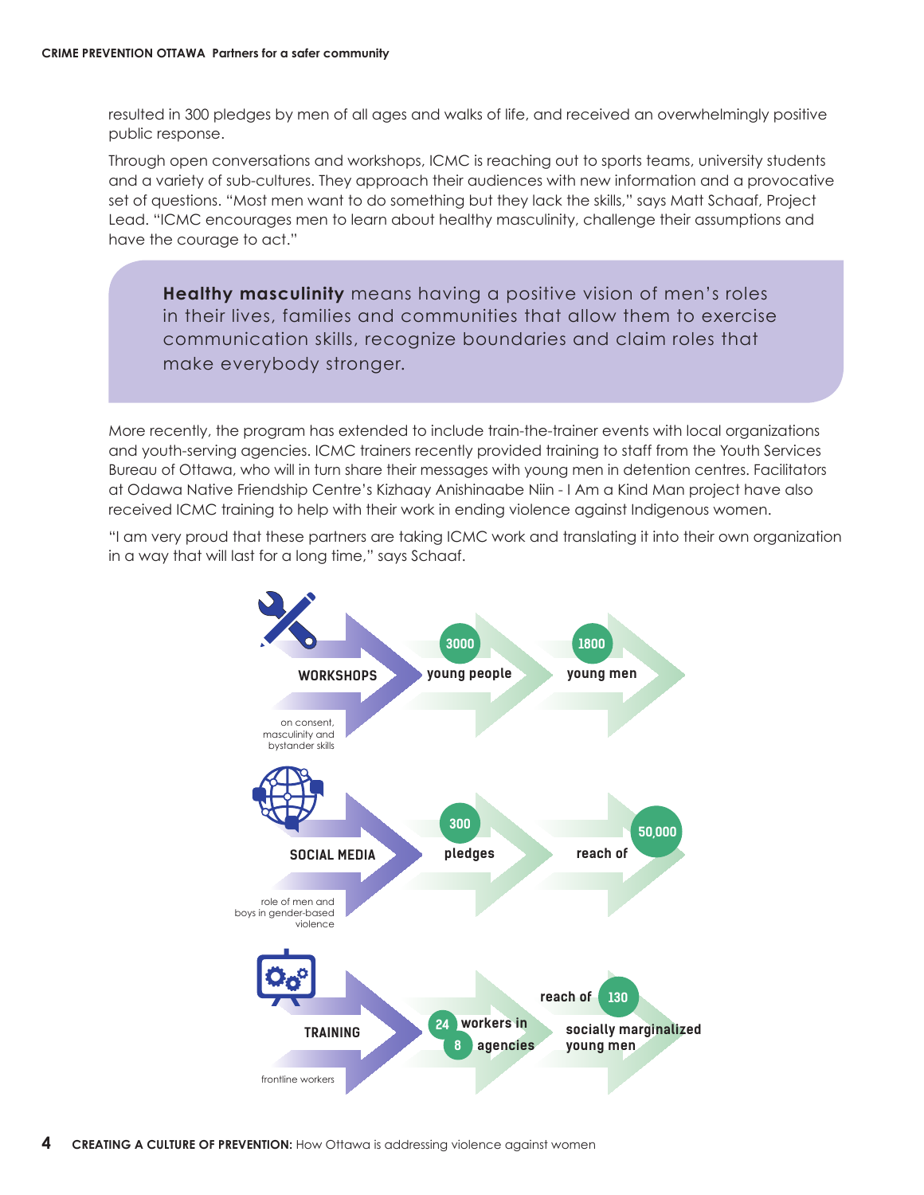resulted in 300 pledges by men of all ages and walks of life, and received an overwhelmingly positive public response.

Through open conversations and workshops, ICMC is reaching out to sports teams, university students and a variety of sub-cultures. They approach their audiences with new information and a provocative set of questions. "Most men want to do something but they lack the skills," says Matt Schaaf, Project Lead. "ICMC encourages men to learn about healthy masculinity, challenge their assumptions and have the courage to act."

> **Healthy masculinity** means having a positive vision of men's roles in their lives, families and communities that allow them to exercise communication skills, recognize boundaries and claim roles that make everybody stronger.

More recently, the program has extended to include train-the-trainer events with local organizations and youth-serving agencies. ICMC trainers recently provided training to staff from the Youth Services Bureau of Ottawa, who will in turn share their messages with young men in detention centres. Facilitators at Odawa Native Friendship Centre's Kizhaay Anishinaabe Niin - I Am a Kind Man project have also received ICMC training to help with their work in ending violence against Indigenous women.

"I am very proud that these partners are taking ICMC work and translating it into their own organization in a way that will last for a long time," says Schaaf.

**WORKSHOPS** – on consent, masculinity and bystander skills → **3000** young people → **1800** young men

**SOCIAL MEDIA** – role of men and boys in gender-based violence → **300** pledges → reach of **50,000**

**TRAINING** – frontline workers → **24** workers in **8** agencies → reach of **130** socially marginalized young men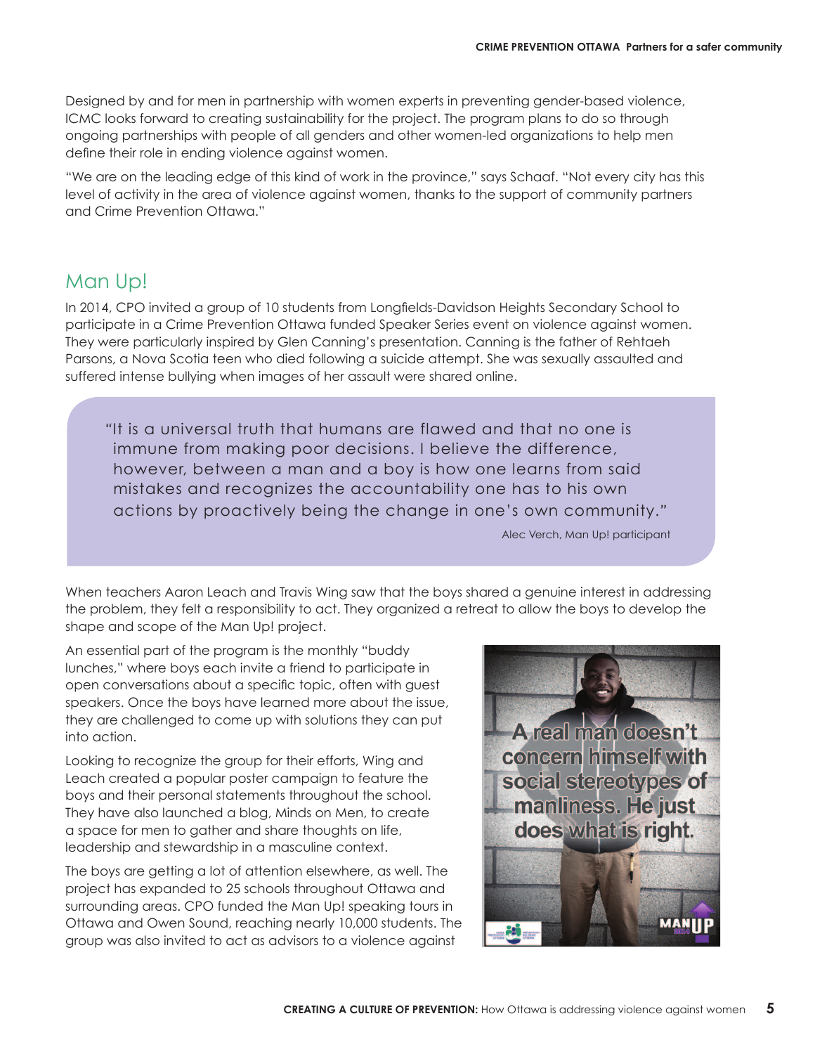Designed by and for men in partnership with women experts in preventing gender-based violence, ICMC looks forward to creating sustainability for the project. The program plans to do so through ongoing partnerships with people of all genders and other women-led organizations to help men define their role in ending violence against women.

"We are on the leading edge of this kind of work in the province," says Schaaf. "Not every city has this level of activity in the area of violence against women, thanks to the support of community partners and Crime Prevention Ottawa."

## Man Up!

In 2014, CPO invited a group of 10 students from Longfields-Davidson Heights Secondary School to participate in a Crime Prevention Ottawa funded Speaker Series event on violence against women. They were particularly inspired by Glen Canning's presentation. Canning is the father of Rehtaeh Parsons, a Nova Scotia teen who died following a suicide attempt. She was sexually assaulted and suffered intense bullying when images of her assault were shared online.

> "It is a universal truth that humans are flawed and that no one is immune from making poor decisions. I believe the difference, however, between a man and a boy is how one learns from said mistakes and recognizes the accountability one has to his own actions by proactively being the change in one's own community."
>
> Alec Verch, Man Up! participant

When teachers Aaron Leach and Travis Wing saw that the boys shared a genuine interest in addressing the problem, they felt a responsibility to act. They organized a retreat to allow the boys to develop the shape and scope of the Man Up! project.

An essential part of the program is the monthly "buddy lunches," where boys each invite a friend to participate in open conversations about a specific topic, often with guest speakers. Once the boys have learned more about the issue, they are challenged to come up with solutions they can put into action.

Looking to recognize the group for their efforts, Wing and Leach created a popular poster campaign to feature the boys and their personal statements throughout the school. They have also launched a blog, Minds on Men, to create a space for men to gather and share thoughts on life, leadership and stewardship in a masculine context.

The boys are getting a lot of attention elsewhere, as well. The project has expanded to 25 schools throughout Ottawa and surrounding areas. CPO funded the Man Up! speaking tours in Ottawa and Owen Sound, reaching nearly 10,000 students. The group was also invited to act as advisors to a violence against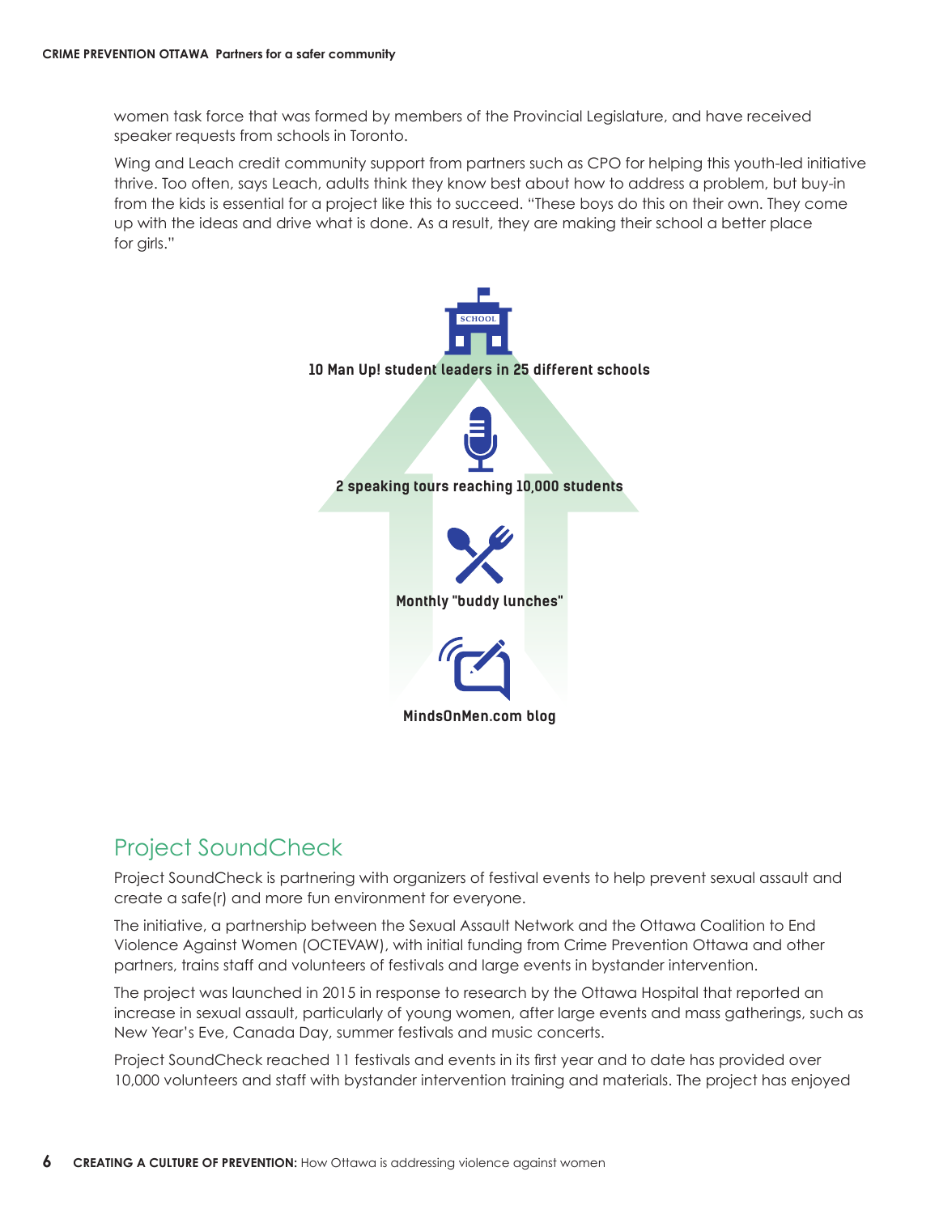women task force that was formed by members of the Provincial Legislature, and have received speaker requests from schools in Toronto.

Wing and Leach credit community support from partners such as CPO for helping this youth-led initiative thrive. Too often, says Leach, adults think they know best about how to address a problem, but buy-in from the kids is essential for a project like this to succeed. "These boys do this on their own. They come up with the ideas and drive what is done. As a result, they are making their school a better place for girls."

**10 Man Up! student leaders in 25 different schools**

**2 speaking tours reaching 10,000 students**

**Monthly "buddy lunches"**

**MindsOnMen.com blog**

## Project SoundCheck

Project SoundCheck is partnering with organizers of festival events to help prevent sexual assault and create a safe(r) and more fun environment for everyone.

The initiative, a partnership between the Sexual Assault Network and the Ottawa Coalition to End Violence Against Women (OCTEVAW), with initial funding from Crime Prevention Ottawa and other partners, trains staff and volunteers of festivals and large events in bystander intervention.

The project was launched in 2015 in response to research by the Ottawa Hospital that reported an increase in sexual assault, particularly of young women, after large events and mass gatherings, such as New Year's Eve, Canada Day, summer festivals and music concerts.

Project SoundCheck reached 11 festivals and events in its first year and to date has provided over 10,000 volunteers and staff with bystander intervention training and materials. The project has enjoyed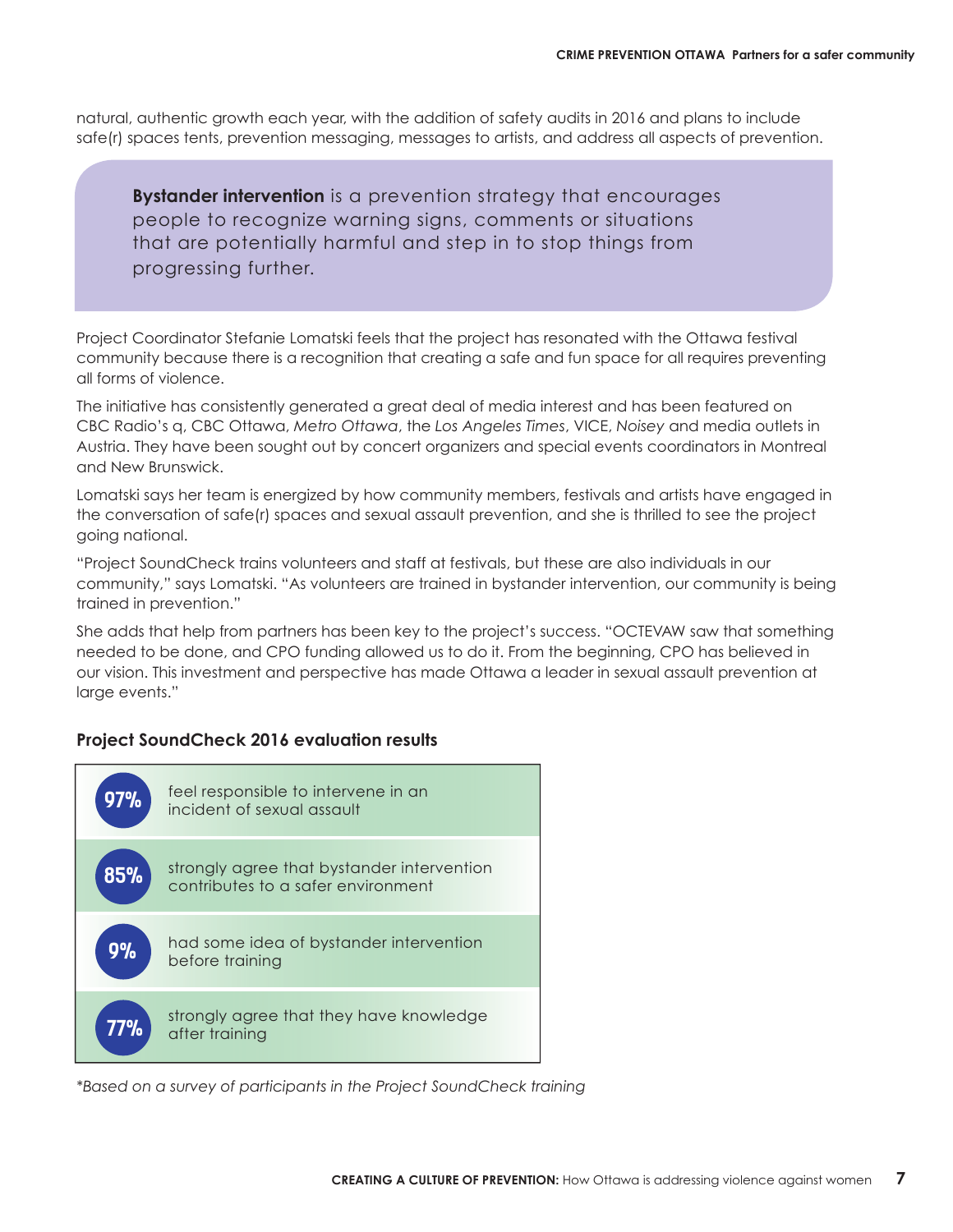natural, authentic growth each year, with the addition of safety audits in 2016 and plans to include safe(r) spaces tents, prevention messaging, messages to artists, and address all aspects of prevention.

> **Bystander intervention** is a prevention strategy that encourages people to recognize warning signs, comments or situations that are potentially harmful and step in to stop things from progressing further.

Project Coordinator Stefanie Lomatski feels that the project has resonated with the Ottawa festival community because there is a recognition that creating a safe and fun space for all requires preventing all forms of violence.

The initiative has consistently generated a great deal of media interest and has been featured on CBC Radio's q, CBC Ottawa, *Metro Ottawa*, the *Los Angeles Times*, VICE, *Noisey* and media outlets in Austria. They have been sought out by concert organizers and special events coordinators in Montreal and New Brunswick.

Lomatski says her team is energized by how community members, festivals and artists have engaged in the conversation of safe(r) spaces and sexual assault prevention, and she is thrilled to see the project going national.

"Project SoundCheck trains volunteers and staff at festivals, but these are also individuals in our community," says Lomatski. "As volunteers are trained in bystander intervention, our community is being trained in prevention."

She adds that help from partners has been key to the project's success. "OCTEVAW saw that something needed to be done, and CPO funding allowed us to do it. From the beginning, CPO has believed in our vision. This investment and perspective has made Ottawa a leader in sexual assault prevention at large events."

### Project SoundCheck 2016 evaluation results

| | |
|---|---|
| **97%** | feel responsible to intervene in an incident of sexual assault |
| **85%** | strongly agree that bystander intervention contributes to a safer environment |
| **9%** | had some idea of bystander intervention before training |
| **77%** | strongly agree that they have knowledge after training |

*\*Based on a survey of participants in the Project SoundCheck training*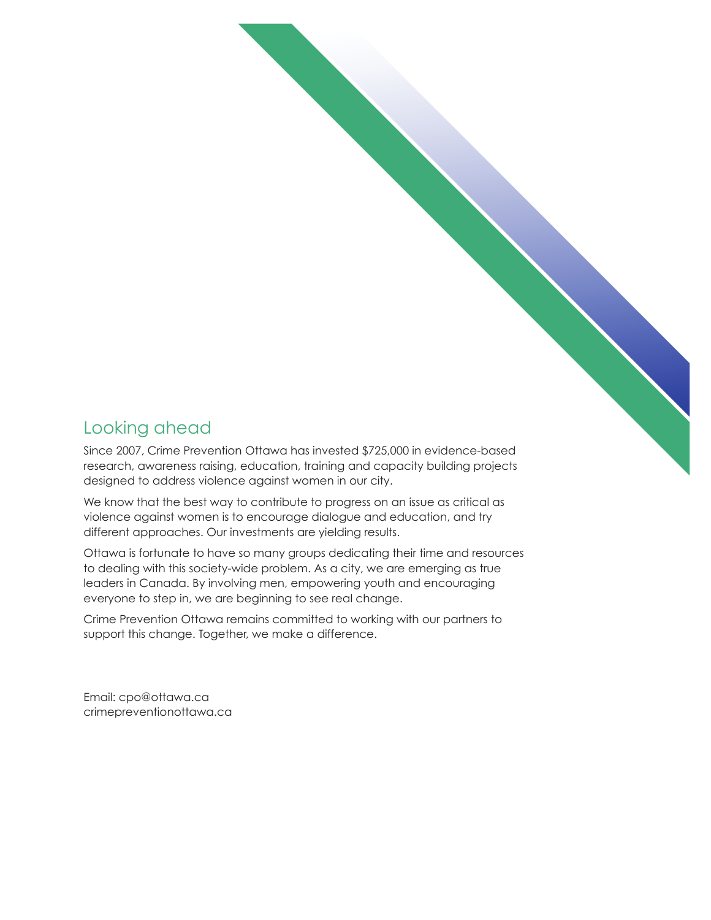## Looking ahead

Since 2007, Crime Prevention Ottawa has invested $725,000 in evidence-based research, awareness raising, education, training and capacity building projects designed to address violence against women in our city.

We know that the best way to contribute to progress on an issue as critical as violence against women is to encourage dialogue and education, and try different approaches. Our investments are yielding results.

Ottawa is fortunate to have so many groups dedicating their time and resources to dealing with this society-wide problem. As a city, we are emerging as true leaders in Canada. By involving men, empowering youth and encouraging everyone to step in, we are beginning to see real change.

Crime Prevention Ottawa remains committed to working with our partners to support this change. Together, we make a difference.

Email: cpo@ottawa.ca
crimepreventionottawa.ca